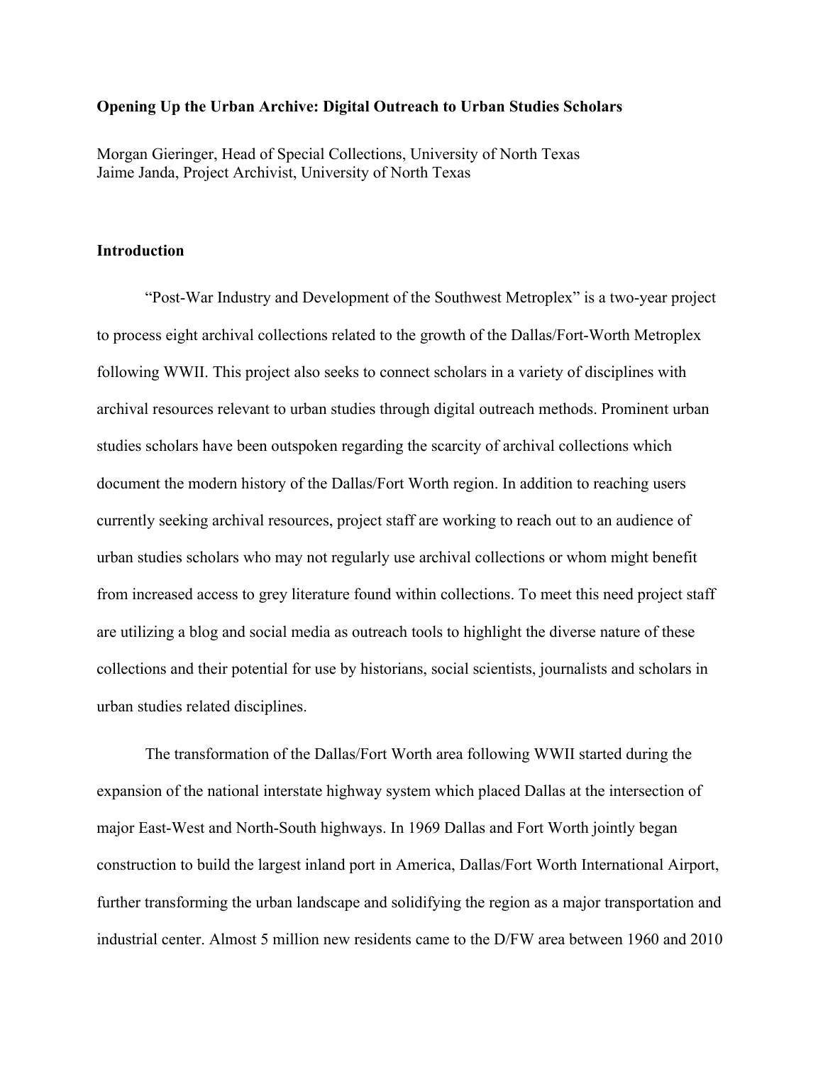**Opening Up the Urban Archive: Digital Outreach to Urban Studies Scholars**

Morgan Gieringer, Head of Special Collections, University of North Texas
Jaime Janda, Project Archivist, University of North Texas

## Introduction

"Post-War Industry and Development of the Southwest Metroplex" is a two-year project to process eight archival collections related to the growth of the Dallas/Fort-Worth Metroplex following WWII. This project also seeks to connect scholars in a variety of disciplines with archival resources relevant to urban studies through digital outreach methods. Prominent urban studies scholars have been outspoken regarding the scarcity of archival collections which document the modern history of the Dallas/Fort Worth region. In addition to reaching users currently seeking archival resources, project staff are working to reach out to an audience of urban studies scholars who may not regularly use archival collections or whom might benefit from increased access to grey literature found within collections. To meet this need project staff are utilizing a blog and social media as outreach tools to highlight the diverse nature of these collections and their potential for use by historians, social scientists, journalists and scholars in urban studies related disciplines.

The transformation of the Dallas/Fort Worth area following WWII started during the expansion of the national interstate highway system which placed Dallas at the intersection of major East-West and North-South highways. In 1969 Dallas and Fort Worth jointly began construction to build the largest inland port in America, Dallas/Fort Worth International Airport, further transforming the urban landscape and solidifying the region as a major transportation and industrial center. Almost 5 million new residents came to the D/FW area between 1960 and 2010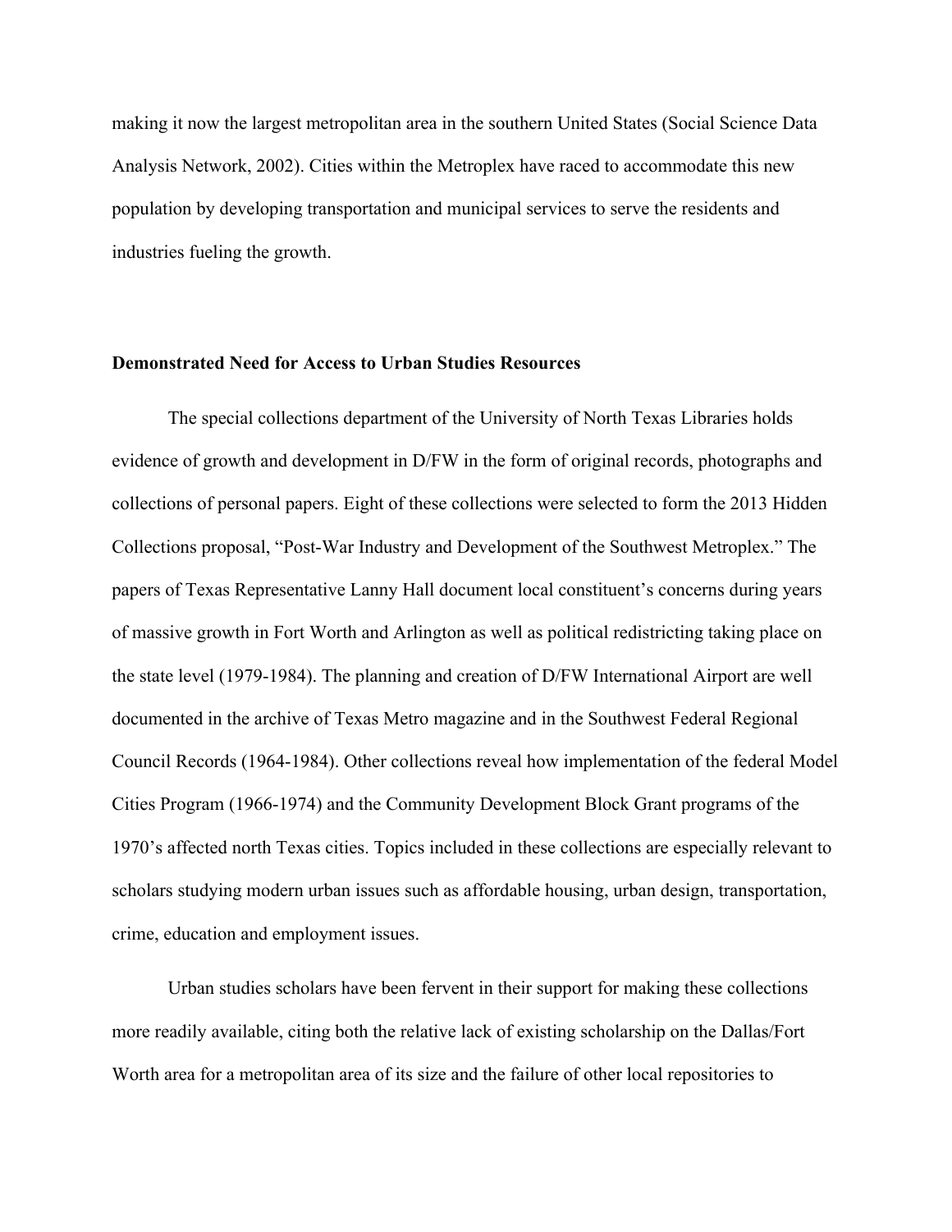making it now the largest metropolitan area in the southern United States (Social Science Data Analysis Network, 2002). Cities within the Metroplex have raced to accommodate this new population by developing transportation and municipal services to serve the residents and industries fueling the growth.

**Demonstrated Need for Access to Urban Studies Resources**

The special collections department of the University of North Texas Libraries holds evidence of growth and development in D/FW in the form of original records, photographs and collections of personal papers. Eight of these collections were selected to form the 2013 Hidden Collections proposal, "Post-War Industry and Development of the Southwest Metroplex." The papers of Texas Representative Lanny Hall document local constituent's concerns during years of massive growth in Fort Worth and Arlington as well as political redistricting taking place on the state level (1979-1984). The planning and creation of D/FW International Airport are well documented in the archive of Texas Metro magazine and in the Southwest Federal Regional Council Records (1964-1984). Other collections reveal how implementation of the federal Model Cities Program (1966-1974) and the Community Development Block Grant programs of the 1970's affected north Texas cities. Topics included in these collections are especially relevant to scholars studying modern urban issues such as affordable housing, urban design, transportation, crime, education and employment issues.

Urban studies scholars have been fervent in their support for making these collections more readily available, citing both the relative lack of existing scholarship on the Dallas/Fort Worth area for a metropolitan area of its size and the failure of other local repositories to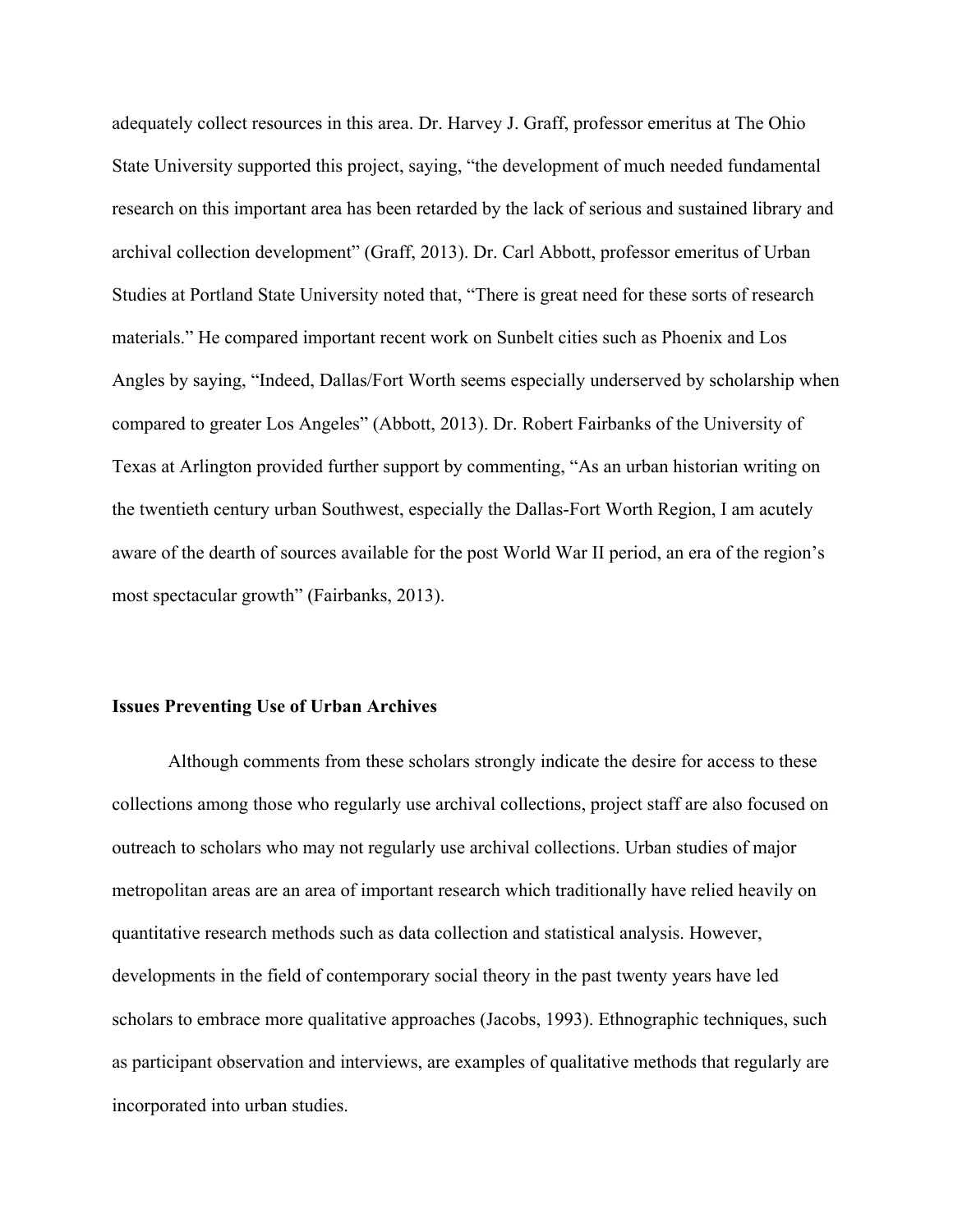adequately collect resources in this area. Dr. Harvey J. Graff, professor emeritus at The Ohio State University supported this project, saying, "the development of much needed fundamental research on this important area has been retarded by the lack of serious and sustained library and archival collection development" (Graff, 2013). Dr. Carl Abbott, professor emeritus of Urban Studies at Portland State University noted that, "There is great need for these sorts of research materials." He compared important recent work on Sunbelt cities such as Phoenix and Los Angles by saying, "Indeed, Dallas/Fort Worth seems especially underserved by scholarship when compared to greater Los Angeles" (Abbott, 2013). Dr. Robert Fairbanks of the University of Texas at Arlington provided further support by commenting, "As an urban historian writing on the twentieth century urban Southwest, especially the Dallas-Fort Worth Region, I am acutely aware of the dearth of sources available for the post World War II period, an era of the region's most spectacular growth" (Fairbanks, 2013).

**Issues Preventing Use of Urban Archives**

Although comments from these scholars strongly indicate the desire for access to these collections among those who regularly use archival collections, project staff are also focused on outreach to scholars who may not regularly use archival collections. Urban studies of major metropolitan areas are an area of important research which traditionally have relied heavily on quantitative research methods such as data collection and statistical analysis. However, developments in the field of contemporary social theory in the past twenty years have led scholars to embrace more qualitative approaches (Jacobs, 1993). Ethnographic techniques, such as participant observation and interviews, are examples of qualitative methods that regularly are incorporated into urban studies.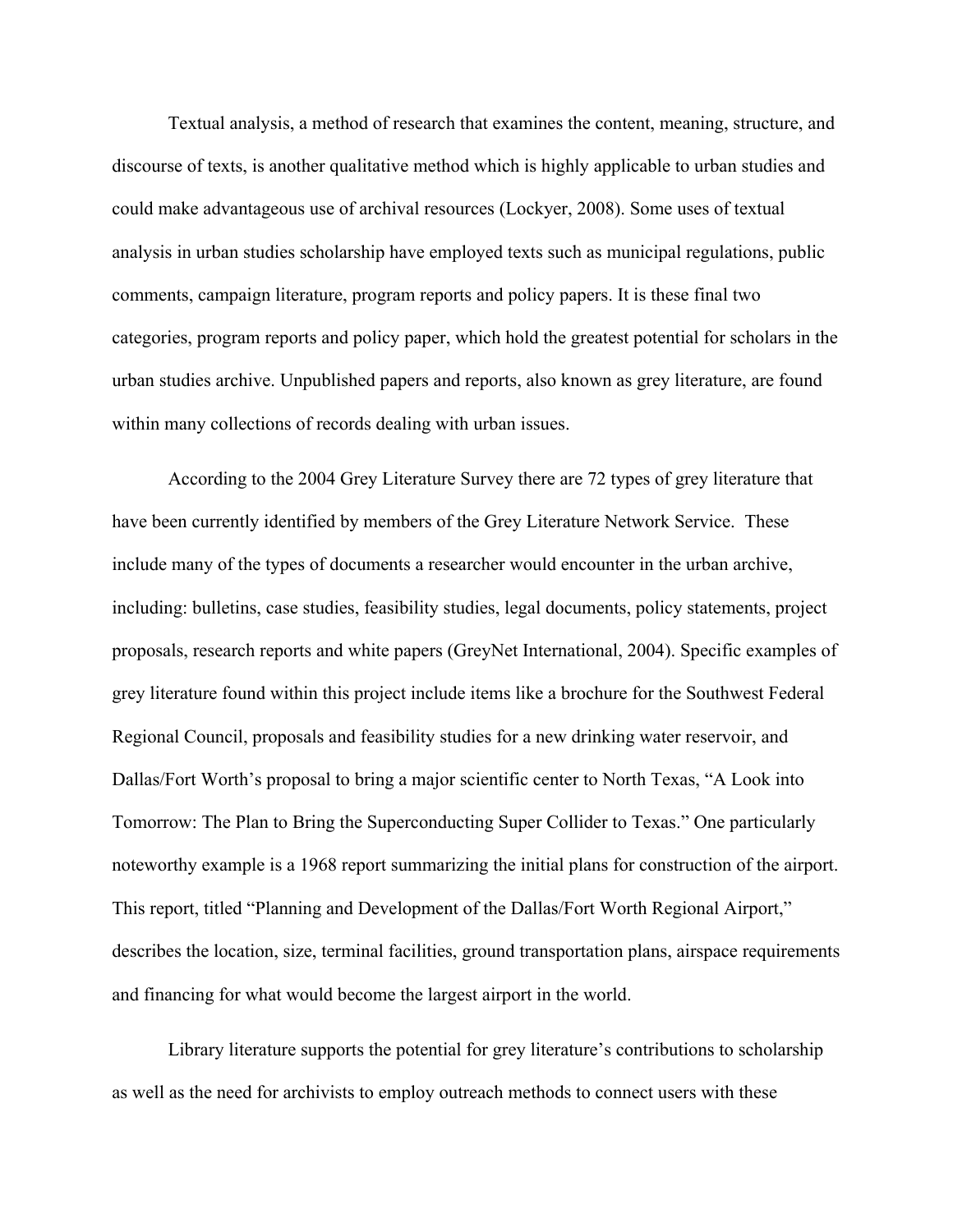Textual analysis, a method of research that examines the content, meaning, structure, and discourse of texts, is another qualitative method which is highly applicable to urban studies and could make advantageous use of archival resources (Lockyer, 2008). Some uses of textual analysis in urban studies scholarship have employed texts such as municipal regulations, public comments, campaign literature, program reports and policy papers. It is these final two categories, program reports and policy paper, which hold the greatest potential for scholars in the urban studies archive. Unpublished papers and reports, also known as grey literature, are found within many collections of records dealing with urban issues.

According to the 2004 Grey Literature Survey there are 72 types of grey literature that have been currently identified by members of the Grey Literature Network Service. These include many of the types of documents a researcher would encounter in the urban archive, including: bulletins, case studies, feasibility studies, legal documents, policy statements, project proposals, research reports and white papers (GreyNet International, 2004). Specific examples of grey literature found within this project include items like a brochure for the Southwest Federal Regional Council, proposals and feasibility studies for a new drinking water reservoir, and Dallas/Fort Worth's proposal to bring a major scientific center to North Texas, "A Look into Tomorrow: The Plan to Bring the Superconducting Super Collider to Texas." One particularly noteworthy example is a 1968 report summarizing the initial plans for construction of the airport. This report, titled "Planning and Development of the Dallas/Fort Worth Regional Airport," describes the location, size, terminal facilities, ground transportation plans, airspace requirements and financing for what would become the largest airport in the world.

Library literature supports the potential for grey literature's contributions to scholarship as well as the need for archivists to employ outreach methods to connect users with these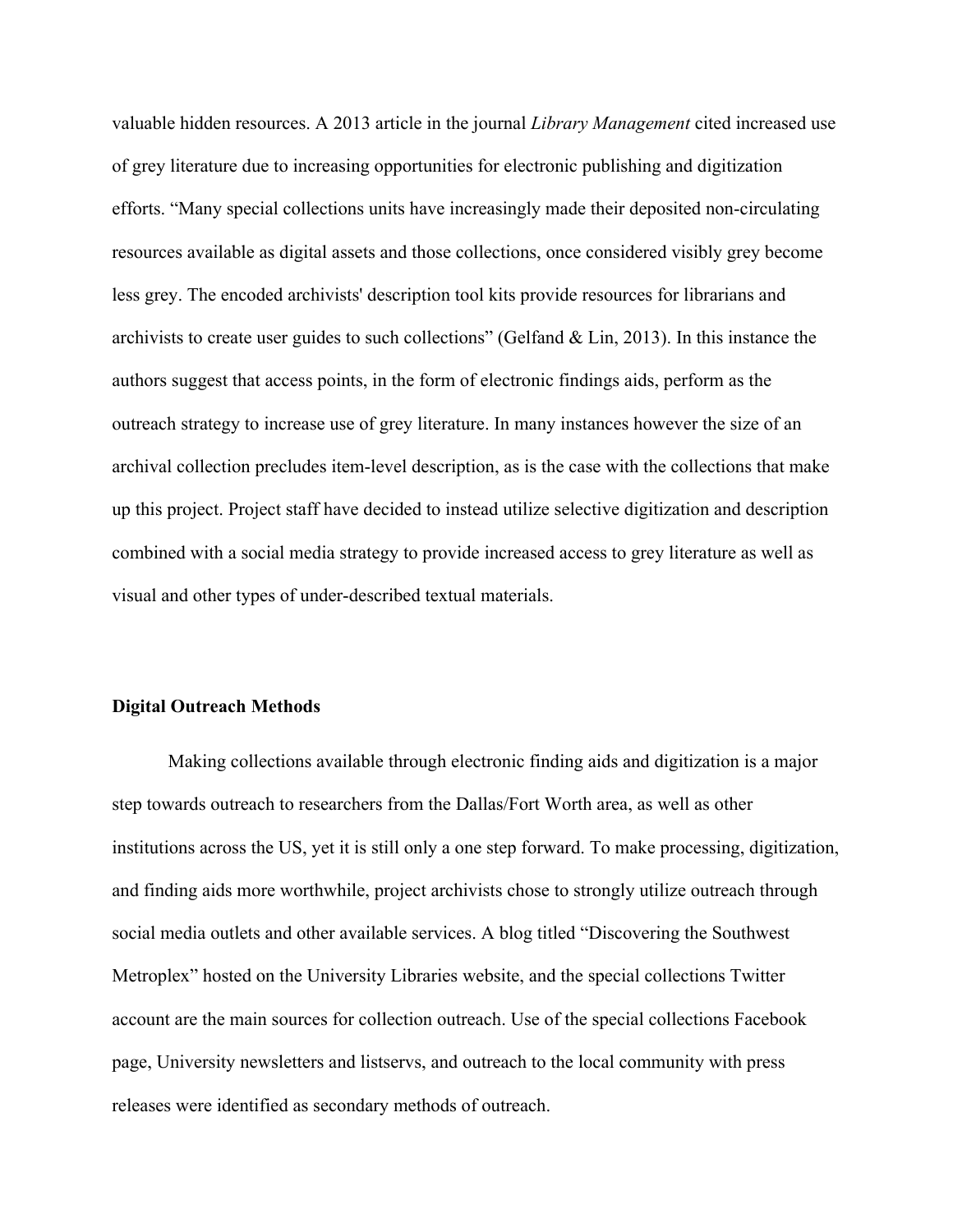valuable hidden resources. A 2013 article in the journal *Library Management* cited increased use of grey literature due to increasing opportunities for electronic publishing and digitization efforts. "Many special collections units have increasingly made their deposited non-circulating resources available as digital assets and those collections, once considered visibly grey become less grey. The encoded archivists' description tool kits provide resources for librarians and archivists to create user guides to such collections" (Gelfand & Lin, 2013). In this instance the authors suggest that access points, in the form of electronic findings aids, perform as the outreach strategy to increase use of grey literature. In many instances however the size of an archival collection precludes item-level description, as is the case with the collections that make up this project. Project staff have decided to instead utilize selective digitization and description combined with a social media strategy to provide increased access to grey literature as well as visual and other types of under-described textual materials.

**Digital Outreach Methods**

Making collections available through electronic finding aids and digitization is a major step towards outreach to researchers from the Dallas/Fort Worth area, as well as other institutions across the US, yet it is still only a one step forward. To make processing, digitization, and finding aids more worthwhile, project archivists chose to strongly utilize outreach through social media outlets and other available services. A blog titled "Discovering the Southwest Metroplex" hosted on the University Libraries website, and the special collections Twitter account are the main sources for collection outreach. Use of the special collections Facebook page, University newsletters and listservs, and outreach to the local community with press releases were identified as secondary methods of outreach.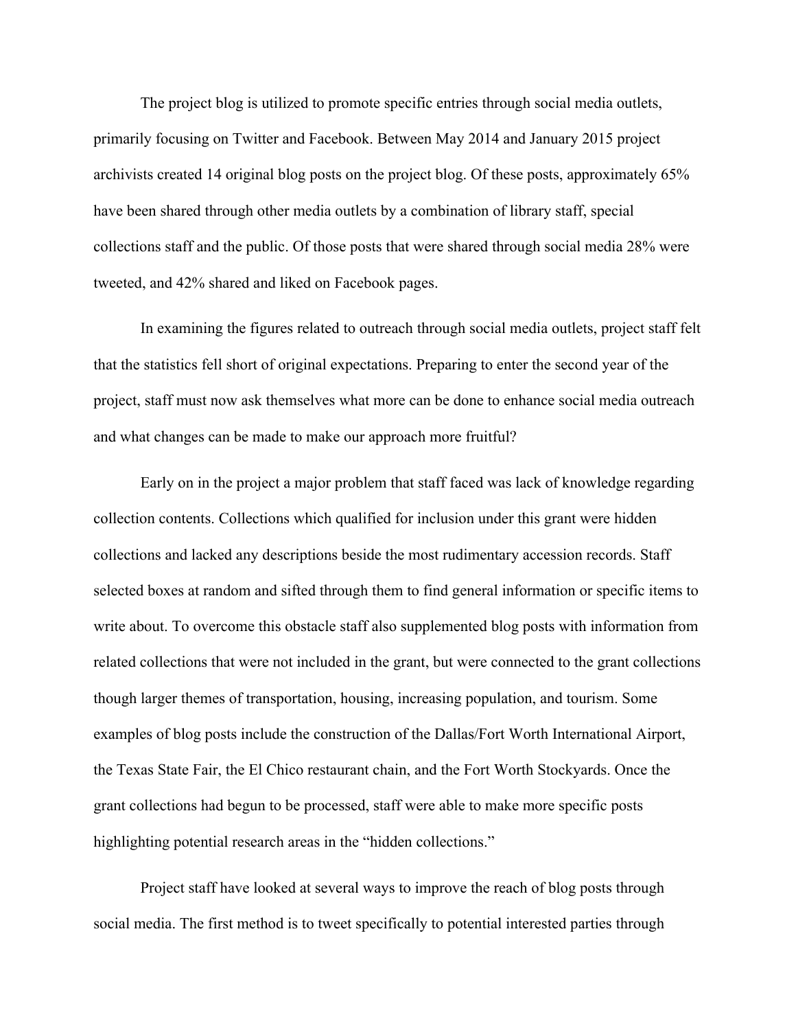The project blog is utilized to promote specific entries through social media outlets, primarily focusing on Twitter and Facebook. Between May 2014 and January 2015 project archivists created 14 original blog posts on the project blog. Of these posts, approximately 65% have been shared through other media outlets by a combination of library staff, special collections staff and the public. Of those posts that were shared through social media 28% were tweeted, and 42% shared and liked on Facebook pages.

In examining the figures related to outreach through social media outlets, project staff felt that the statistics fell short of original expectations. Preparing to enter the second year of the project, staff must now ask themselves what more can be done to enhance social media outreach and what changes can be made to make our approach more fruitful?

Early on in the project a major problem that staff faced was lack of knowledge regarding collection contents. Collections which qualified for inclusion under this grant were hidden collections and lacked any descriptions beside the most rudimentary accession records. Staff selected boxes at random and sifted through them to find general information or specific items to write about. To overcome this obstacle staff also supplemented blog posts with information from related collections that were not included in the grant, but were connected to the grant collections though larger themes of transportation, housing, increasing population, and tourism. Some examples of blog posts include the construction of the Dallas/Fort Worth International Airport, the Texas State Fair, the El Chico restaurant chain, and the Fort Worth Stockyards. Once the grant collections had begun to be processed, staff were able to make more specific posts highlighting potential research areas in the "hidden collections."

Project staff have looked at several ways to improve the reach of blog posts through social media. The first method is to tweet specifically to potential interested parties through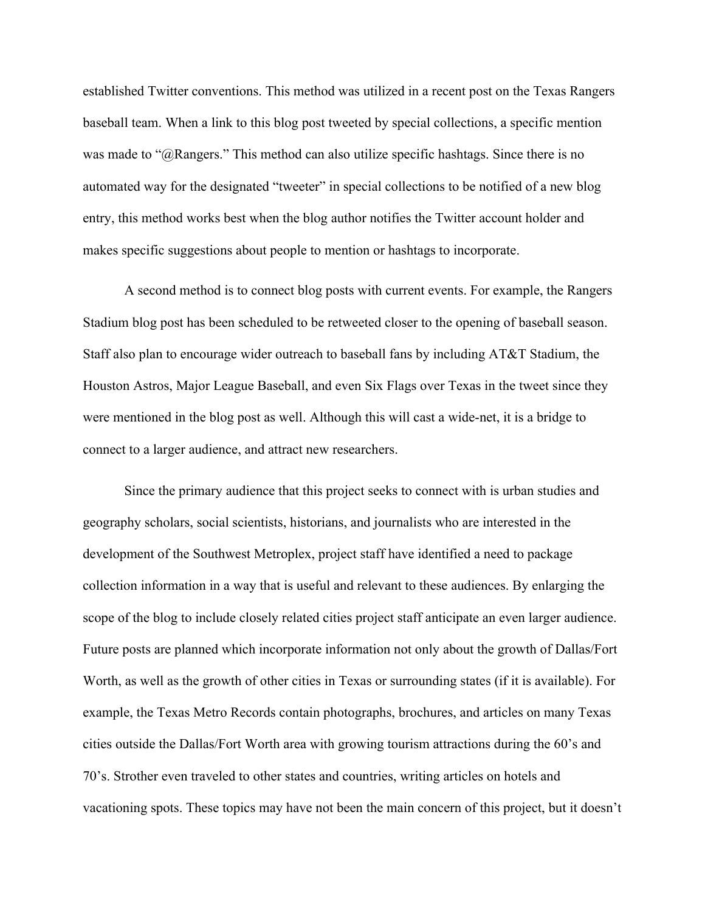established Twitter conventions. This method was utilized in a recent post on the Texas Rangers baseball team. When a link to this blog post tweeted by special collections, a specific mention was made to "@Rangers." This method can also utilize specific hashtags. Since there is no automated way for the designated "tweeter" in special collections to be notified of a new blog entry, this method works best when the blog author notifies the Twitter account holder and makes specific suggestions about people to mention or hashtags to incorporate.

A second method is to connect blog posts with current events. For example, the Rangers Stadium blog post has been scheduled to be retweeted closer to the opening of baseball season. Staff also plan to encourage wider outreach to baseball fans by including AT&T Stadium, the Houston Astros, Major League Baseball, and even Six Flags over Texas in the tweet since they were mentioned in the blog post as well. Although this will cast a wide-net, it is a bridge to connect to a larger audience, and attract new researchers.

Since the primary audience that this project seeks to connect with is urban studies and geography scholars, social scientists, historians, and journalists who are interested in the development of the Southwest Metroplex, project staff have identified a need to package collection information in a way that is useful and relevant to these audiences. By enlarging the scope of the blog to include closely related cities project staff anticipate an even larger audience. Future posts are planned which incorporate information not only about the growth of Dallas/Fort Worth, as well as the growth of other cities in Texas or surrounding states (if it is available). For example, the Texas Metro Records contain photographs, brochures, and articles on many Texas cities outside the Dallas/Fort Worth area with growing tourism attractions during the 60's and 70's. Strother even traveled to other states and countries, writing articles on hotels and vacationing spots. These topics may have not been the main concern of this project, but it doesn't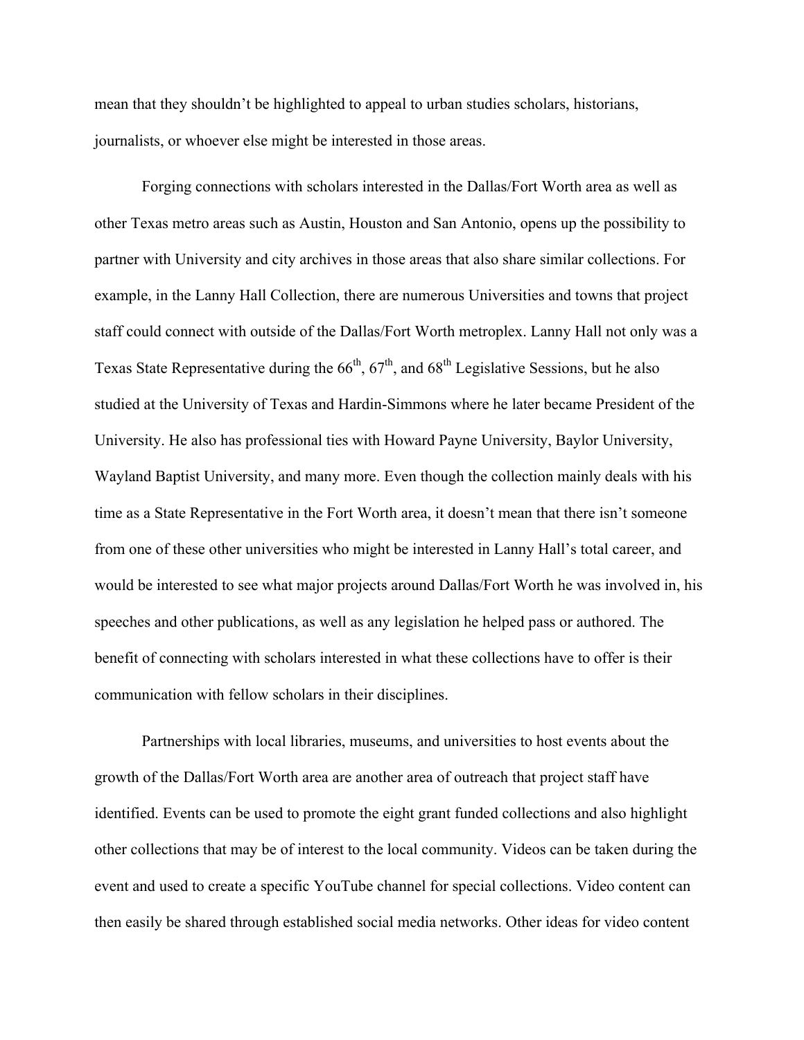mean that they shouldn't be highlighted to appeal to urban studies scholars, historians, journalists, or whoever else might be interested in those areas.

Forging connections with scholars interested in the Dallas/Fort Worth area as well as other Texas metro areas such as Austin, Houston and San Antonio, opens up the possibility to partner with University and city archives in those areas that also share similar collections. For example, in the Lanny Hall Collection, there are numerous Universities and towns that project staff could connect with outside of the Dallas/Fort Worth metroplex. Lanny Hall not only was a Texas State Representative during the 66th, 67th, and 68th Legislative Sessions, but he also studied at the University of Texas and Hardin-Simmons where he later became President of the University. He also has professional ties with Howard Payne University, Baylor University, Wayland Baptist University, and many more. Even though the collection mainly deals with his time as a State Representative in the Fort Worth area, it doesn't mean that there isn't someone from one of these other universities who might be interested in Lanny Hall's total career, and would be interested to see what major projects around Dallas/Fort Worth he was involved in, his speeches and other publications, as well as any legislation he helped pass or authored. The benefit of connecting with scholars interested in what these collections have to offer is their communication with fellow scholars in their disciplines.

Partnerships with local libraries, museums, and universities to host events about the growth of the Dallas/Fort Worth area are another area of outreach that project staff have identified. Events can be used to promote the eight grant funded collections and also highlight other collections that may be of interest to the local community. Videos can be taken during the event and used to create a specific YouTube channel for special collections. Video content can then easily be shared through established social media networks. Other ideas for video content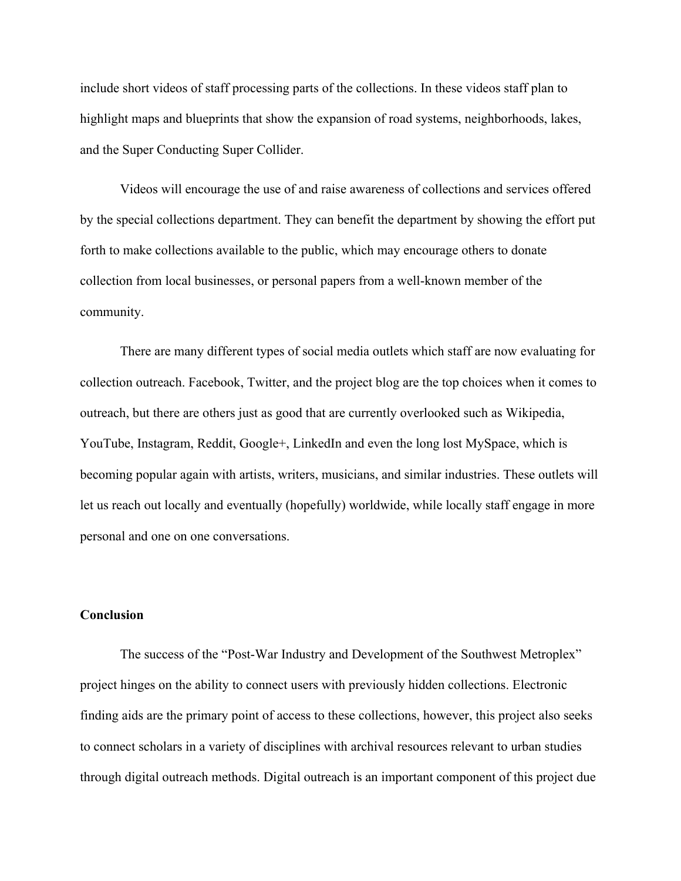include short videos of staff processing parts of the collections. In these videos staff plan to highlight maps and blueprints that show the expansion of road systems, neighborhoods, lakes, and the Super Conducting Super Collider.

Videos will encourage the use of and raise awareness of collections and services offered by the special collections department. They can benefit the department by showing the effort put forth to make collections available to the public, which may encourage others to donate collection from local businesses, or personal papers from a well-known member of the community.

There are many different types of social media outlets which staff are now evaluating for collection outreach. Facebook, Twitter, and the project blog are the top choices when it comes to outreach, but there are others just as good that are currently overlooked such as Wikipedia, YouTube, Instagram, Reddit, Google+, LinkedIn and even the long lost MySpace, which is becoming popular again with artists, writers, musicians, and similar industries. These outlets will let us reach out locally and eventually (hopefully) worldwide, while locally staff engage in more personal and one on one conversations.

**Conclusion**

The success of the "Post-War Industry and Development of the Southwest Metroplex" project hinges on the ability to connect users with previously hidden collections. Electronic finding aids are the primary point of access to these collections, however, this project also seeks to connect scholars in a variety of disciplines with archival resources relevant to urban studies through digital outreach methods. Digital outreach is an important component of this project due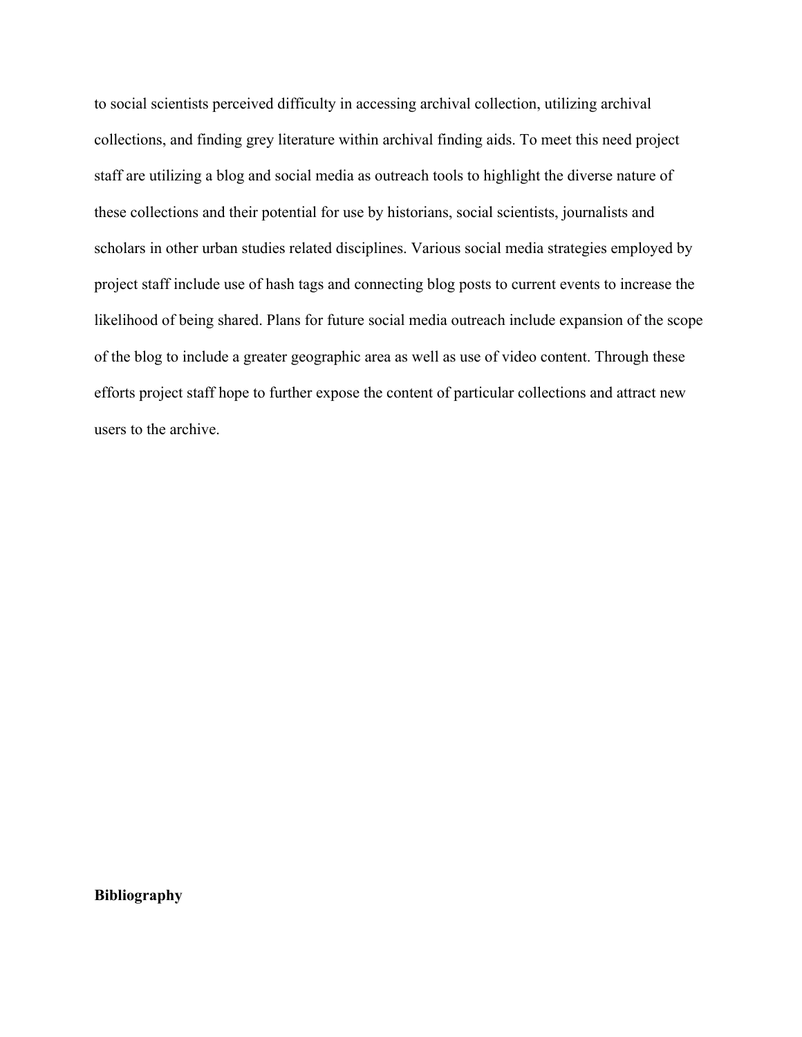to social scientists perceived difficulty in accessing archival collection, utilizing archival collections, and finding grey literature within archival finding aids. To meet this need project staff are utilizing a blog and social media as outreach tools to highlight the diverse nature of these collections and their potential for use by historians, social scientists, journalists and scholars in other urban studies related disciplines. Various social media strategies employed by project staff include use of hash tags and connecting blog posts to current events to increase the likelihood of being shared. Plans for future social media outreach include expansion of the scope of the blog to include a greater geographic area as well as use of video content. Through these efforts project staff hope to further expose the content of particular collections and attract new users to the archive.

**Bibliography**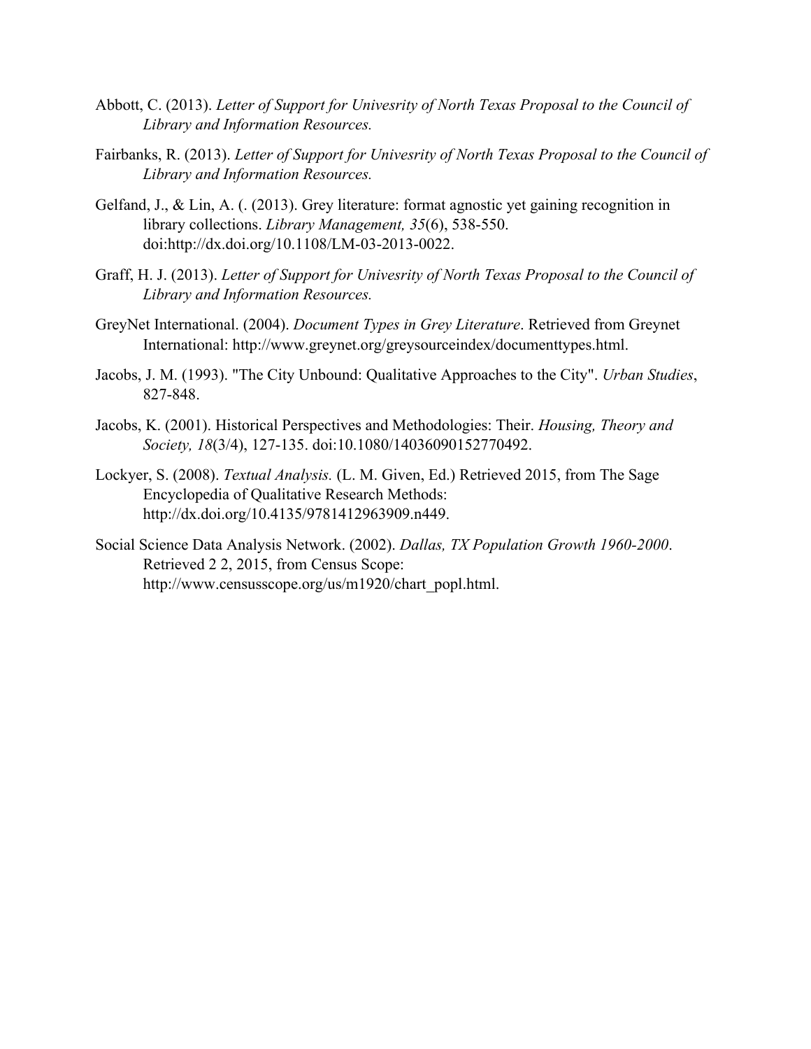Abbott, C. (2013). *Letter of Support for Univesrity of North Texas Proposal to the Council of Library and Information Resources.*

Fairbanks, R. (2013). *Letter of Support for Univesrity of North Texas Proposal to the Council of Library and Information Resources.*

Gelfand, J., & Lin, A. (. (2013). Grey literature: format agnostic yet gaining recognition in library collections. *Library Management, 35*(6), 538-550. doi:http://dx.doi.org/10.1108/LM-03-2013-0022.

Graff, H. J. (2013). *Letter of Support for Univesrity of North Texas Proposal to the Council of Library and Information Resources.*

GreyNet International. (2004). *Document Types in Grey Literature*. Retrieved from Greynet International: http://www.greynet.org/greysourceindex/documenttypes.html.

Jacobs, J. M. (1993). "The City Unbound: Qualitative Approaches to the City". *Urban Studies*, 827-848.

Jacobs, K. (2001). Historical Perspectives and Methodologies: Their. *Housing, Theory and Society, 18*(3/4), 127-135. doi:10.1080/14036090152770492.

Lockyer, S. (2008). *Textual Analysis.* (L. M. Given, Ed.) Retrieved 2015, from The Sage Encyclopedia of Qualitative Research Methods: http://dx.doi.org/10.4135/9781412963909.n449.

Social Science Data Analysis Network. (2002). *Dallas, TX Population Growth 1960-2000*. Retrieved 2 2, 2015, from Census Scope: http://www.censusscope.org/us/m1920/chart_popl.html.